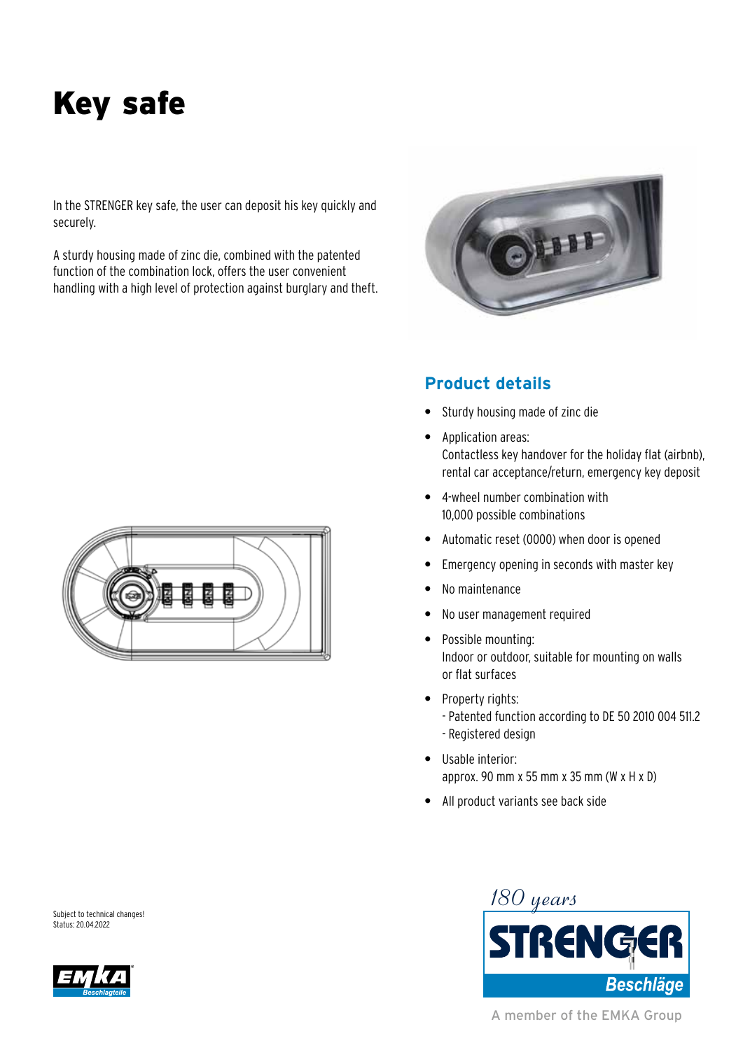# Key safe

In the STRENGER key safe, the user can deposit his key quickly and securely.

A sturdy housing made of zinc die, combined with the patented function of the combination lock, offers the user convenient handling with a high level of protection against burglary and theft.

## Product details

- Sturdy housing made of zinc die
- Application areas:
  Contactless key handover for the holiday flat (airbnb), rental car acceptance/return, emergency key deposit
- 4-wheel number combination with 10,000 possible combinations
- Automatic reset (0000) when door is opened
- Emergency opening in seconds with master key
- No maintenance
- No user management required
- Possible mounting:
  Indoor or outdoor, suitable for mounting on walls or flat surfaces
- Property rights:
  - Patented function according to DE 50 2010 004 511.2
  - Registered design
- Usable interior:
  approx. 90 mm x 55 mm x 35 mm (W x H x D)
- All product variants see back side

Subject to technical changes!
Status: 20.04.2022

180 years
STRENGER Beschläge
A member of the EMKA Group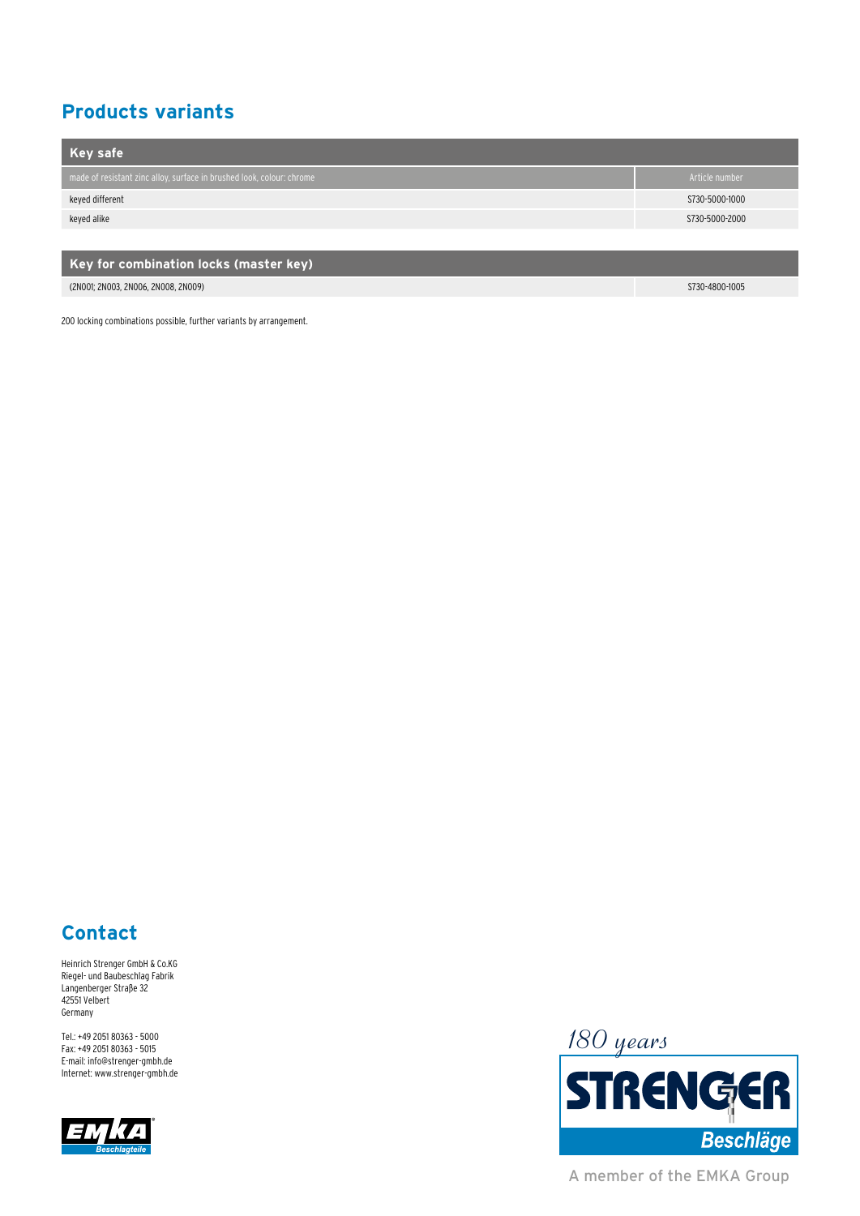## Products variants

| Key safe | |
|---|---|
| made of resistant zinc alloy, surface in brushed look, colour: chrome | Article number |
| keyed different | S730-5000-1000 |
| keyed alike | S730-5000-2000 |

| Key for combination locks (master key) | |
|---|---|
| (2N001; 2N003, 2N006, 2N008, 2N009) | S730-4800-1005 |

200 locking combinations possible, further variants by arrangement.

## Contact

Heinrich Strenger GmbH & Co.KG
Riegel- und Baubeschlag Fabrik
Langenberger Straße 32
42551 Velbert
Germany

Tel.: +49 2051 80363 - 5000
Fax: +49 2051 80363 - 5015
E-mail: info@strenger-gmbh.de
Internet: www.strenger-gmbh.de

EMKA Beschlagteile

180 years
STRENGER Beschläge

A member of the EMKA Group